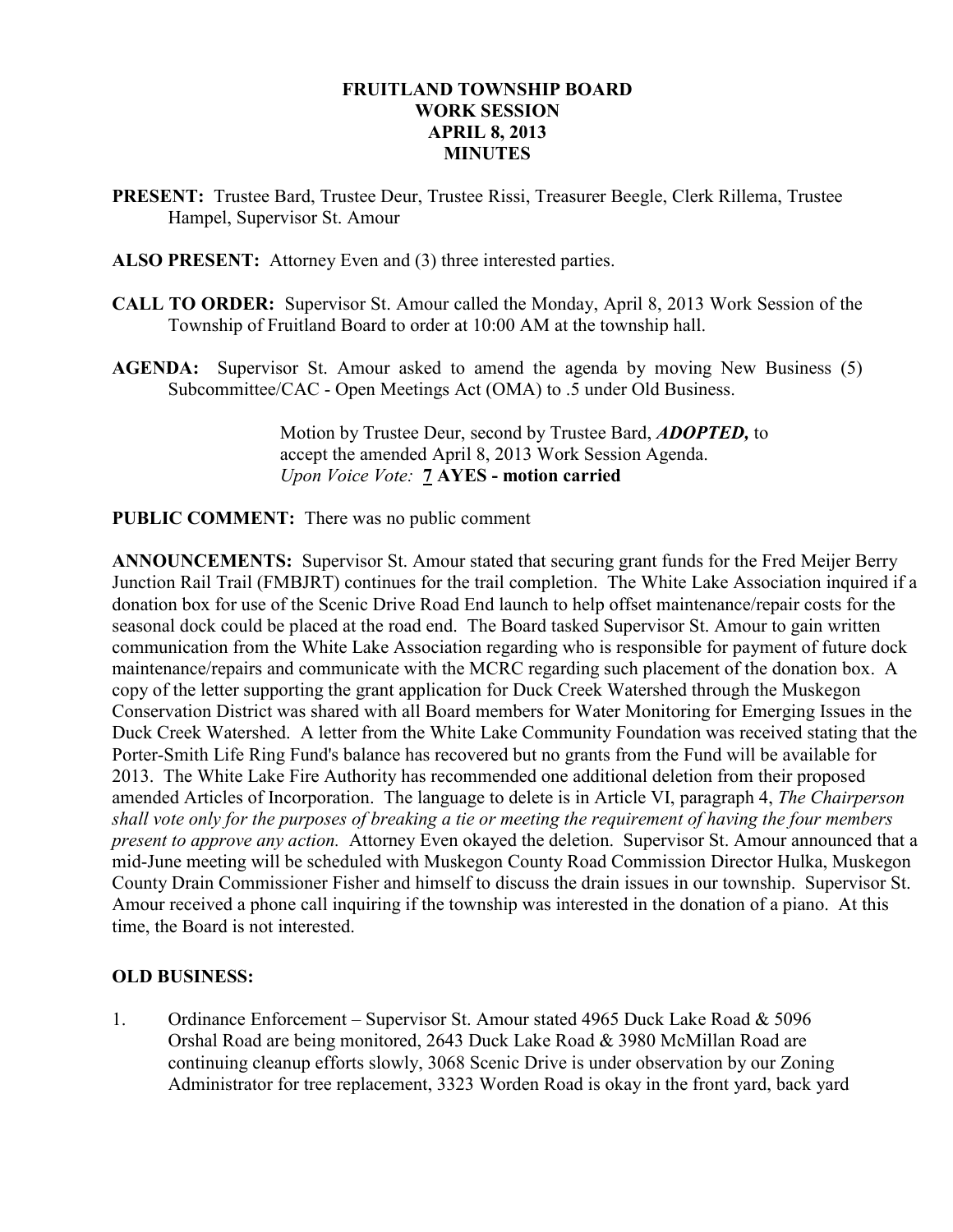# FRUITLAND TOWNSHIP BOARD
# WORK SESSION
# APRIL 8, 2013
# MINUTES

**PRESENT:** Trustee Bard, Trustee Deur, Trustee Rissi, Treasurer Beegle, Clerk Rillema, Trustee Hampel, Supervisor St. Amour

**ALSO PRESENT:** Attorney Even and (3) three interested parties.

**CALL TO ORDER:** Supervisor St. Amour called the Monday, April 8, 2013 Work Session of the Township of Fruitland Board to order at 10:00 AM at the township hall.

**AGENDA:** Supervisor St. Amour asked to amend the agenda by moving New Business (5) Subcommittee/CAC - Open Meetings Act (OMA) to .5 under Old Business.

> Motion by Trustee Deur, second by Trustee Bard, ***ADOPTED,*** to accept the amended April 8, 2013 Work Session Agenda.
> *Upon Voice Vote:* **7 AYES - motion carried**

**PUBLIC COMMENT:** There was no public comment

**ANNOUNCEMENTS:** Supervisor St. Amour stated that securing grant funds for the Fred Meijer Berry Junction Rail Trail (FMBJRT) continues for the trail completion. The White Lake Association inquired if a donation box for use of the Scenic Drive Road End launch to help offset maintenance/repair costs for the seasonal dock could be placed at the road end. The Board tasked Supervisor St. Amour to gain written communication from the White Lake Association regarding who is responsible for payment of future dock maintenance/repairs and communicate with the MCRC regarding such placement of the donation box. A copy of the letter supporting the grant application for Duck Creek Watershed through the Muskegon Conservation District was shared with all Board members for Water Monitoring for Emerging Issues in the Duck Creek Watershed. A letter from the White Lake Community Foundation was received stating that the Porter-Smith Life Ring Fund's balance has recovered but no grants from the Fund will be available for 2013. The White Lake Fire Authority has recommended one additional deletion from their proposed amended Articles of Incorporation. The language to delete is in Article VI, paragraph 4, *The Chairperson shall vote only for the purposes of breaking a tie or meeting the requirement of having the four members present to approve any action.* Attorney Even okayed the deletion. Supervisor St. Amour announced that a mid-June meeting will be scheduled with Muskegon County Road Commission Director Hulka, Muskegon County Drain Commissioner Fisher and himself to discuss the drain issues in our township. Supervisor St. Amour received a phone call inquiring if the township was interested in the donation of a piano. At this time, the Board is not interested.

**OLD BUSINESS:**

1. Ordinance Enforcement – Supervisor St. Amour stated 4965 Duck Lake Road & 5096 Orshal Road are being monitored, 2643 Duck Lake Road & 3980 McMillan Road are continuing cleanup efforts slowly, 3068 Scenic Drive is under observation by our Zoning Administrator for tree replacement, 3323 Worden Road is okay in the front yard, back yard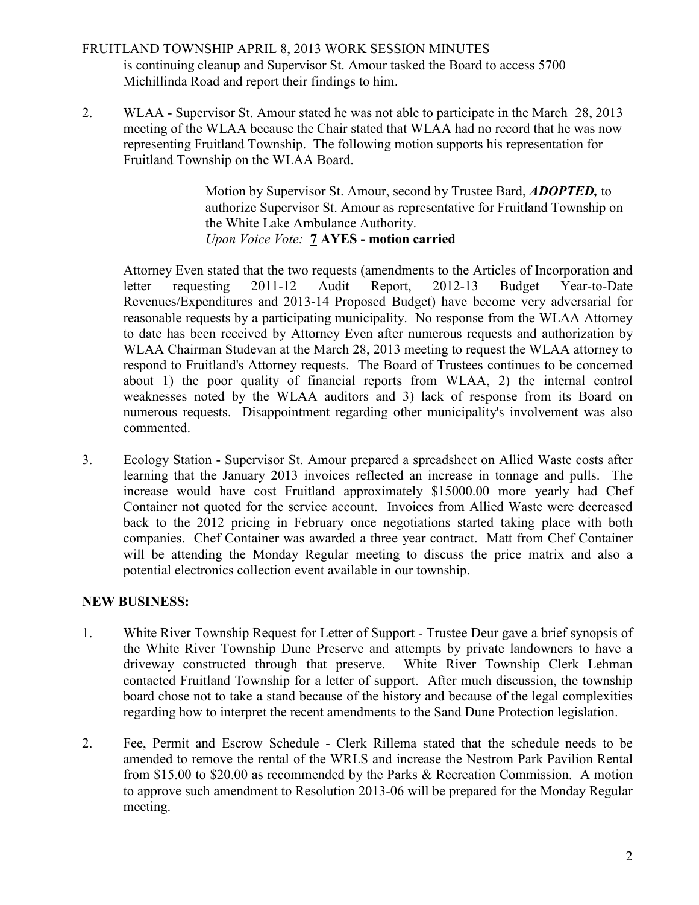is continuing cleanup and Supervisor St. Amour tasked the Board to access 5700 Michillinda Road and report their findings to him.

2. WLAA - Supervisor St. Amour stated he was not able to participate in the March 28, 2013 meeting of the WLAA because the Chair stated that WLAA had no record that he was now representing Fruitland Township. The following motion supports his representation for Fruitland Township on the WLAA Board.

   > Motion by Supervisor St. Amour, second by Trustee Bard, ***ADOPTED,*** to authorize Supervisor St. Amour as representative for Fruitland Township on the White Lake Ambulance Authority.
   > *Upon Voice Vote:* **7 AYES - motion carried**

   Attorney Even stated that the two requests (amendments to the Articles of Incorporation and letter requesting 2011-12 Audit Report, 2012-13 Budget Year-to-Date Revenues/Expenditures and 2013-14 Proposed Budget) have become very adversarial for reasonable requests by a participating municipality. No response from the WLAA Attorney to date has been received by Attorney Even after numerous requests and authorization by WLAA Chairman Studevan at the March 28, 2013 meeting to request the WLAA attorney to respond to Fruitland's Attorney requests. The Board of Trustees continues to be concerned about 1) the poor quality of financial reports from WLAA, 2) the internal control weaknesses noted by the WLAA auditors and 3) lack of response from its Board on numerous requests. Disappointment regarding other municipality's involvement was also commented.

3. Ecology Station - Supervisor St. Amour prepared a spreadsheet on Allied Waste costs after learning that the January 2013 invoices reflected an increase in tonnage and pulls. The increase would have cost Fruitland approximately $15000.00 more yearly had Chef Container not quoted for the service account. Invoices from Allied Waste were decreased back to the 2012 pricing in February once negotiations started taking place with both companies. Chef Container was awarded a three year contract. Matt from Chef Container will be attending the Monday Regular meeting to discuss the price matrix and also a potential electronics collection event available in our township.

**NEW BUSINESS:**

1. White River Township Request for Letter of Support - Trustee Deur gave a brief synopsis of the White River Township Dune Preserve and attempts by private landowners to have a driveway constructed through that preserve. White River Township Clerk Lehman contacted Fruitland Township for a letter of support. After much discussion, the township board chose not to take a stand because of the history and because of the legal complexities regarding how to interpret the recent amendments to the Sand Dune Protection legislation.

2. Fee, Permit and Escrow Schedule - Clerk Rillema stated that the schedule needs to be amended to remove the rental of the WRLS and increase the Nestrom Park Pavilion Rental from $15.00 to $20.00 as recommended by the Parks & Recreation Commission. A motion to approve such amendment to Resolution 2013-06 will be prepared for the Monday Regular meeting.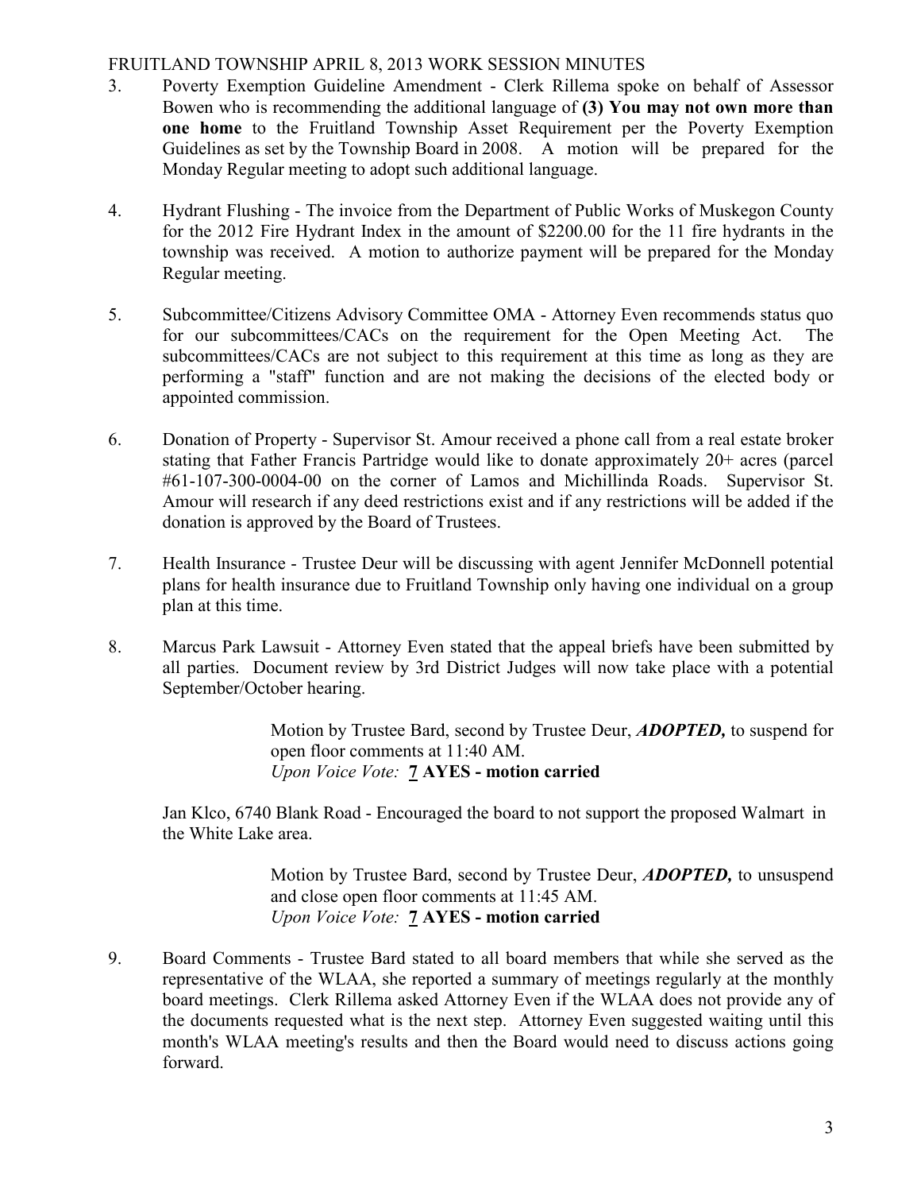3. Poverty Exemption Guideline Amendment - Clerk Rillema spoke on behalf of Assessor Bowen who is recommending the additional language of **(3) You may not own more than one home** to the Fruitland Township Asset Requirement per the Poverty Exemption Guidelines as set by the Township Board in 2008. A motion will be prepared for the Monday Regular meeting to adopt such additional language.

4. Hydrant Flushing - The invoice from the Department of Public Works of Muskegon County for the 2012 Fire Hydrant Index in the amount of $2200.00 for the 11 fire hydrants in the township was received. A motion to authorize payment will be prepared for the Monday Regular meeting.

5. Subcommittee/Citizens Advisory Committee OMA - Attorney Even recommends status quo for our subcommittees/CACs on the requirement for the Open Meeting Act. The subcommittees/CACs are not subject to this requirement at this time as long as they are performing a "staff" function and are not making the decisions of the elected body or appointed commission.

6. Donation of Property - Supervisor St. Amour received a phone call from a real estate broker stating that Father Francis Partridge would like to donate approximately 20+ acres (parcel #61-107-300-0004-00 on the corner of Lamos and Michillinda Roads. Supervisor St. Amour will research if any deed restrictions exist and if any restrictions will be added if the donation is approved by the Board of Trustees.

7. Health Insurance - Trustee Deur will be discussing with agent Jennifer McDonnell potential plans for health insurance due to Fruitland Township only having one individual on a group plan at this time.

8. Marcus Park Lawsuit - Attorney Even stated that the appeal briefs have been submitted by all parties. Document review by 3rd District Judges will now take place with a potential September/October hearing.

> Motion by Trustee Bard, second by Trustee Deur, ***ADOPTED,*** to suspend for open floor comments at 11:40 AM.
> *Upon Voice Vote:* **7 AYES - motion carried**

Jan Klco, 6740 Blank Road - Encouraged the board to not support the proposed Walmart in the White Lake area.

> Motion by Trustee Bard, second by Trustee Deur, ***ADOPTED,*** to unsuspend and close open floor comments at 11:45 AM.
> *Upon Voice Vote:* **7 AYES - motion carried**

9. Board Comments - Trustee Bard stated to all board members that while she served as the representative of the WLAA, she reported a summary of meetings regularly at the monthly board meetings. Clerk Rillema asked Attorney Even if the WLAA does not provide any of the documents requested what is the next step. Attorney Even suggested waiting until this month's WLAA meeting's results and then the Board would need to discuss actions going forward.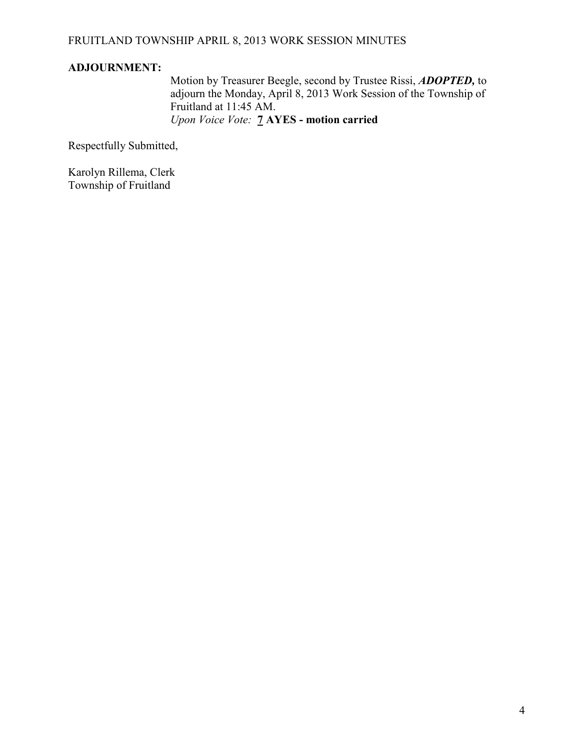**ADJOURNMENT:**

Motion by Treasurer Beegle, second by Trustee Rissi, ***ADOPTED,*** to adjourn the Monday, April 8, 2013 Work Session of the Township of Fruitland at 11:45 AM.
*Upon Voice Vote:* **7 AYES - motion carried**

Respectfully Submitted,

Karolyn Rillema, Clerk
Township of Fruitland